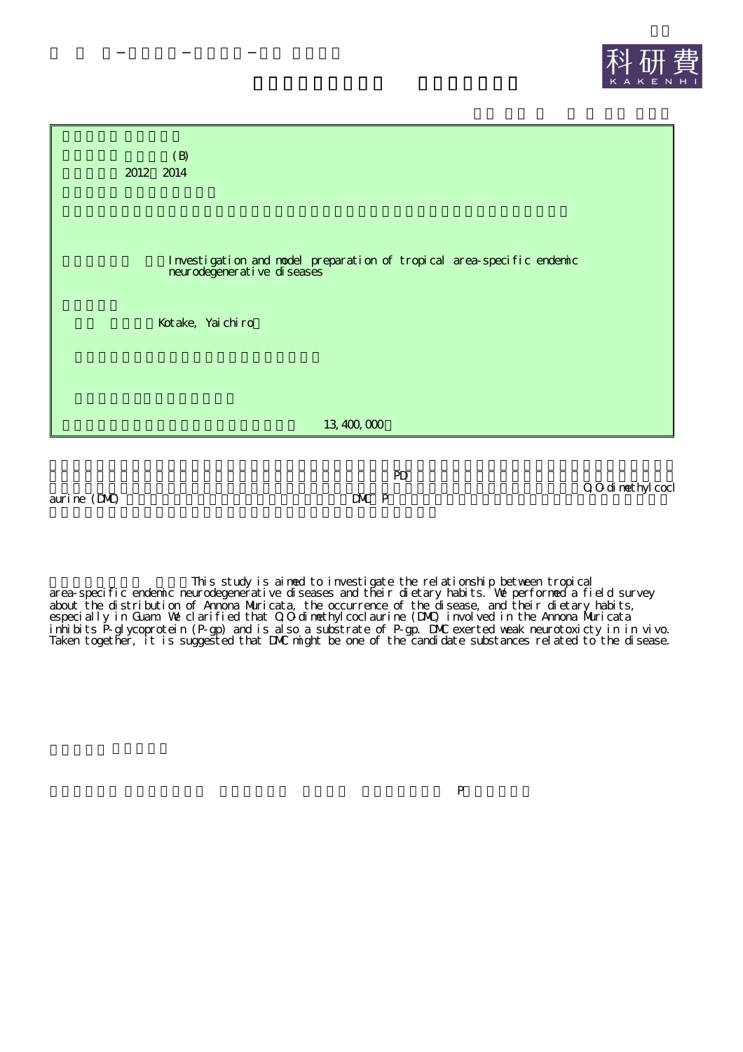(B)

2012～2014

Investigation and model preparation of tropical area-specific endemic neurodegenerative diseases

Kotake, Yaichiro

13,400,000

PD

O,O-dimethylcoclaurine (DMC) DMC P

This study is aimed to investigate the relationship between tropical area-specific endemic neurodegenerative diseases and their dietary habits. We performed a field survey about the distribution of Annona Muricata, the occurrence of the disease, and their dietary habits, especially in Guam. We clarified that O,O-dimethylcoclaurine (DMC) involved in the Annona Muricata inhibits P-glycoprotein (P-gp) and is also a substrate of P-gp. DMC exerted weak neurotoxicty in in vivo. Taken together, it is suggested that DMC might be one of the candidate substances related to the disease.

P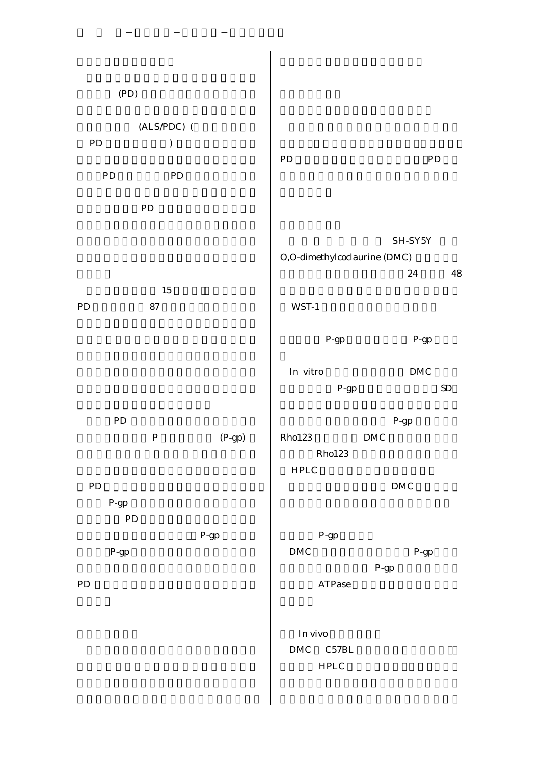(PD)

(ALS/PDC) (

PD )

PD PD

PD

15

PD 87

PD

P (P-gp)

PD

P-gp

PD

P-gp

P-gp

PD

PD PD

SH-SY5Y

O,O-dimethylcoclaurine (DMC)

24 48

WST-1

P-gp P-gp

In vitro DMC

P-gp SD

P-gp

Rho123 DMC

Rho123

HPLC

DMC

P-gp

DMC P-gp

P-gp

ATPase

In vivo

DMC C57BL

HPLC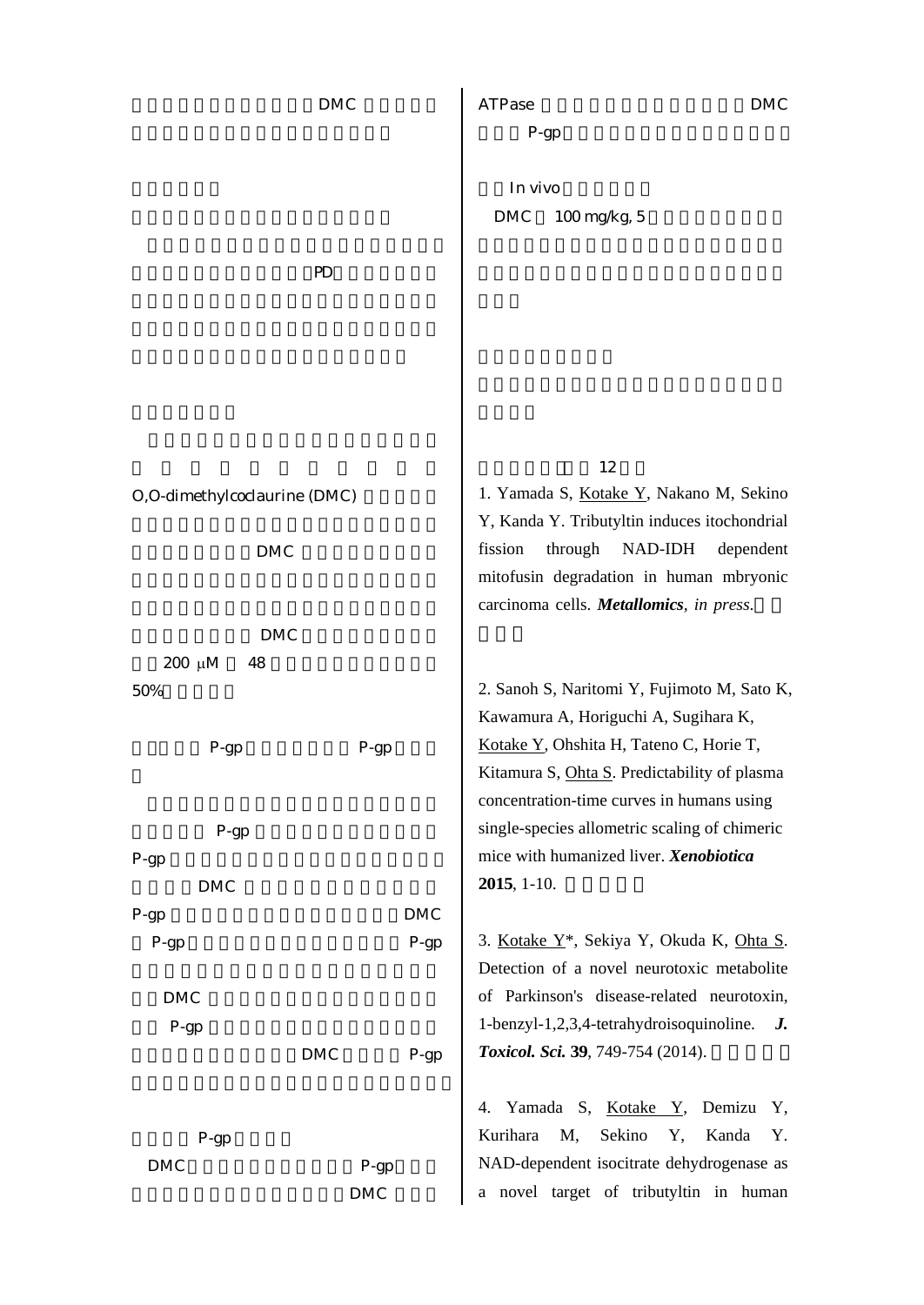DMC

PD

O,O-dimethylcoclaurine (DMC)

DMC

DMC

200 μM 48

50%

P-gp P-gp

P-gp

P-gp

DMC

P-gp DMC

P-gp P-gp

DMC

P-gp

DMC P-gp

P-gp

DMC P-gp

DMC

ATPase DMC

P-gp

In vivo

DMC 100 mg/kg, 5

12

1. Yamada S, Kotake Y, Nakano M, Sekino Y, Kanda Y. Tributyltin induces itochondrial fission through NAD-IDH dependent mitofusin degradation in human mbryonic carcinoma cells. ***Metallomics***, *in press*.

2. Sanoh S, Naritomi Y, Fujimoto M, Sato K, Kawamura A, Horiguchi A, Sugihara K, Kotake Y, Ohshita H, Tateno C, Horie T, Kitamura S, Ohta S. Predictability of plasma concentration-time curves in humans using single-species allometric scaling of chimeric mice with humanized liver. ***Xenobiotica*** **2015**, 1-10.

3. Kotake Y*, Sekiya Y, Okuda K, Ohta S. Detection of a novel neurotoxic metabolite of Parkinson's disease-related neurotoxin, 1-benzyl-1,2,3,4-tetrahydroisoquinoline. ***J. Toxicol. Sci.*** **39**, 749-754 (2014).

4. Yamada S, Kotake Y, Demizu Y, Kurihara M, Sekino Y, Kanda Y. NAD-dependent isocitrate dehydrogenase as a novel target of tributyltin in human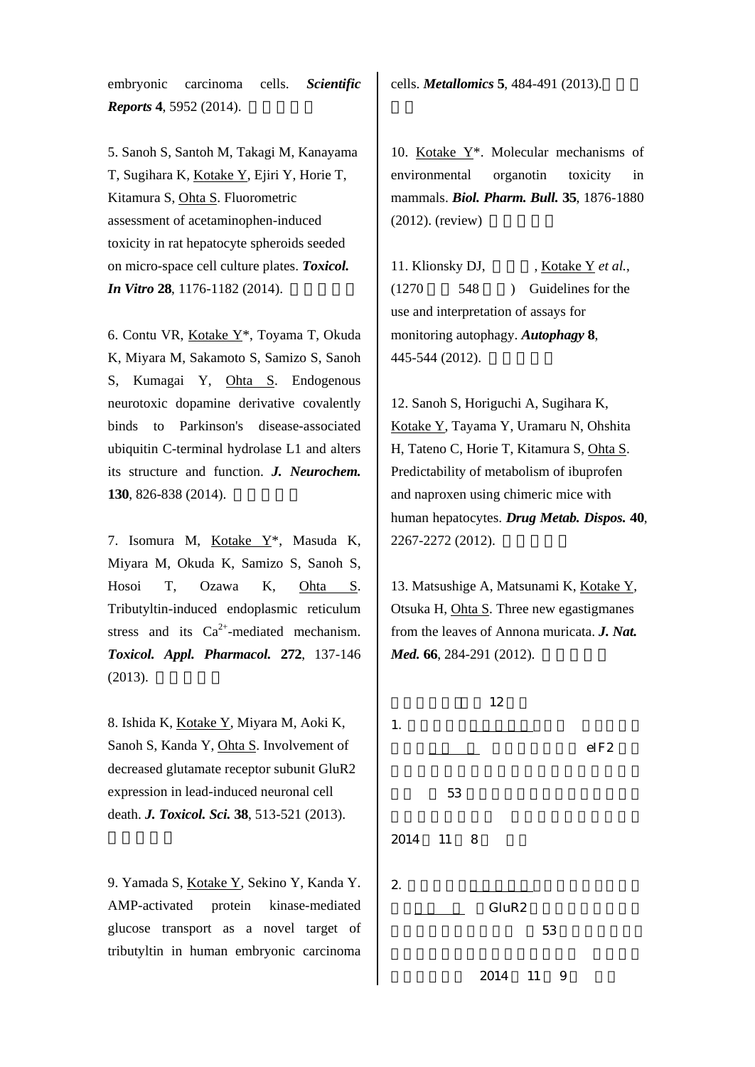embryonic carcinoma cells. ***Scientific Reports*** **4**, 5952 (2014).

5. Sanoh S, Santoh M, Takagi M, Kanayama T, Sugihara K, Kotake Y, Ejiri Y, Horie T, Kitamura S, Ohta S. Fluorometric assessment of acetaminophen-induced toxicity in rat hepatocyte spheroids seeded on micro-space cell culture plates. ***Toxicol. In Vitro*** **28**, 1176-1182 (2014).

6. Contu VR, Kotake Y*, Toyama T, Okuda K, Miyara M, Sakamoto S, Samizo S, Sanoh S, Kumagai Y, Ohta S. Endogenous neurotoxic dopamine derivative covalently binds to Parkinson's disease-associated ubiquitin C-terminal hydrolase L1 and alters its structure and function. ***J. Neurochem.*** **130**, 826-838 (2014).

7. Isomura M, Kotake Y*, Masuda K, Miyara M, Okuda K, Samizo S, Sanoh S, Hosoi T, Ozawa K, Ohta S. Tributyltin-induced endoplasmic reticulum stress and its $Ca^{2+}$-mediated mechanism. ***Toxicol. Appl. Pharmacol.*** **272**, 137-146 (2013).

8. Ishida K, Kotake Y, Miyara M, Aoki K, Sanoh S, Kanda Y, Ohta S. Involvement of decreased glutamate receptor subunit GluR2 expression in lead-induced neuronal cell death. ***J. Toxicol. Sci.*** **38**, 513-521 (2013).

9. Yamada S, Kotake Y, Sekino Y, Kanda Y. AMP-activated protein kinase-mediated glucose transport as a novel target of tributyltin in human embryonic carcinoma cells. ***Metallomics*** **5**, 484-491 (2013).

10. Kotake Y*. Molecular mechanisms of environmental organotin toxicity in mammals. ***Biol. Pharm. Bull.*** **35**, 1876-1880 (2012). (review)

11. Klionsky DJ, , Kotake Y *et al.*, (1270 548 ) Guidelines for the use and interpretation of assays for monitoring autophagy. ***Autophagy*** **8**, 445-544 (2012).

12. Sanoh S, Horiguchi A, Sugihara K, Kotake Y, Tayama Y, Uramaru N, Ohshita H, Tateno C, Horie T, Kitamura S, Ohta S. Predictability of metabolism of ibuprofen and naproxen using chimeric mice with human hepatocytes. ***Drug Metab. Dispos.*** **40**, 2267-2272 (2012).

13. Matsushige A, Matsunami K, Kotake Y, Otsuka H, Ohta S. Three new egastigmanes from the leaves of Annona muricata. ***J. Nat. Med.*** **66**, 284-291 (2012).

12

1. eIF2 53 2014 11 8

2. GluR2 53 2014 11 9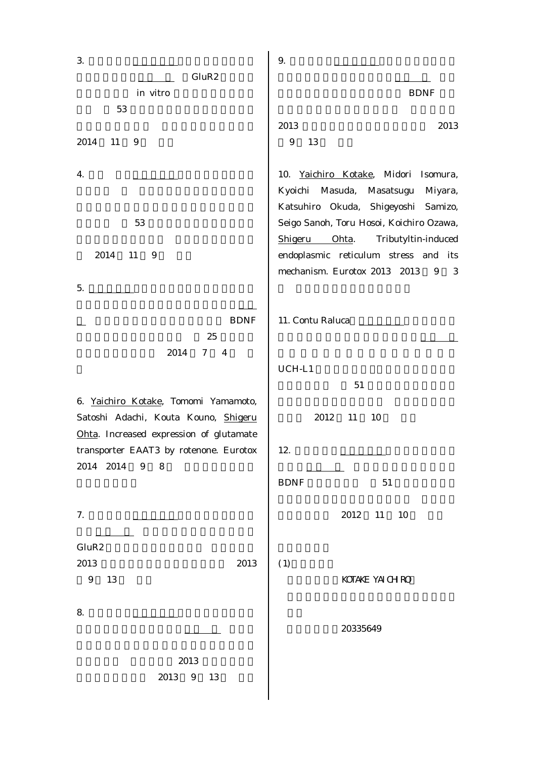3. GluR2 in vitro 53 2014 11 9

4. 53 2014 11 9

5. BDNF 25 2014 7 4

6. Yaichiro Kotake, Tomomi Yamamoto, Satoshi Adachi, Kouta Kouno, Shigeru Ohta. Increased expression of glutamate transporter EAAT3 by rotenone. Eurotox 2014 2014 9 8

7. GluR2 2013 2013 9 13

8. 2013 2013 9 13

9. BDNF 2013 2013 9 13

10. Yaichiro Kotake, Midori Isomura, Kyoichi Masuda, Masatsugu Miyara, Katsuhiro Okuda, Shigeyoshi Samizo, Seigo Sanoh, Toru Hosoi, Koichiro Ozawa, Shigeru Ohta. Tributyltin-induced endoplasmic reticulum stress and its mechanism. Eurotox 2013 2013 9 3

11. Contu Raluca UCH-L1 51 2012 11 10

12. BDNF 51 2012 11 10

(1)

KOTAKE YAICHIRO

20335649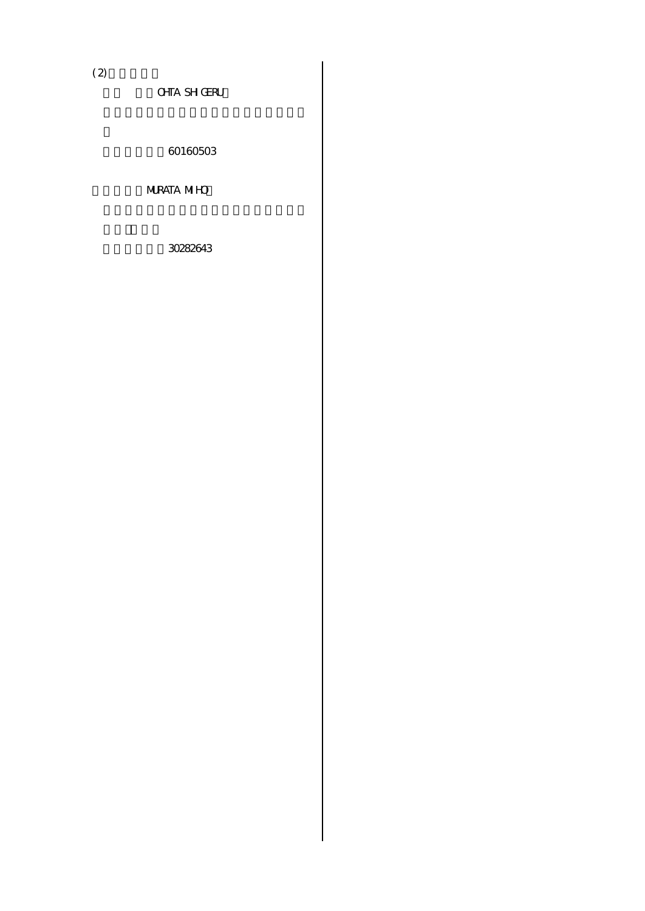(2)

OHTA SHIGERU

60160503

MURATA MIHO

30282643